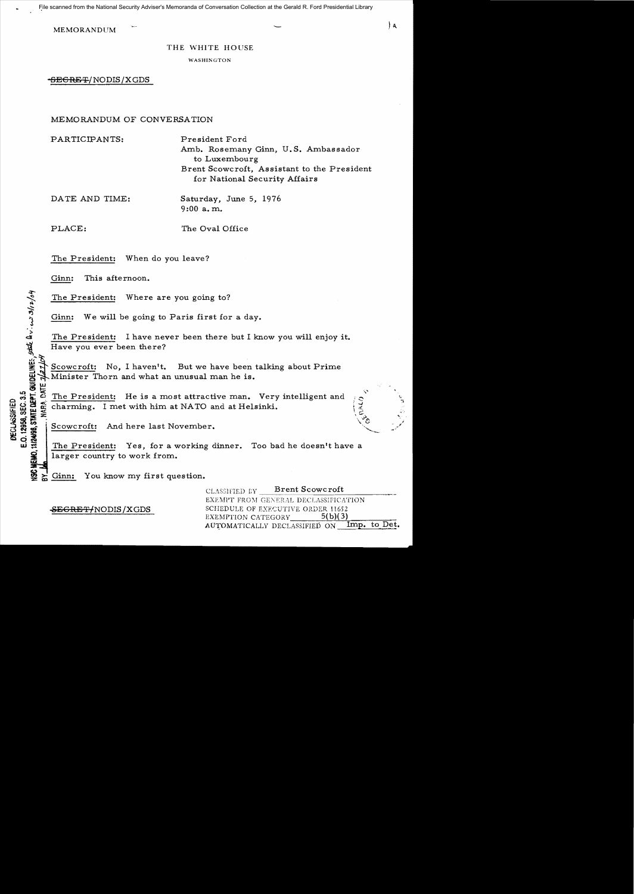File scanned from the National Security Adviser's Memoranda of Conversation Collection at the Gerald R. Ford Presidential Library

MEMORANDUM

THE WHITE HOUSE

WASHINGTON

~~SECRET~~/NODIS/XGDS

MEMORANDUM OF CONVERSATION

PARTICIPANTS: President Ford
Amb. Rosemany Ginn, U.S. Ambassador to Luxembourg
Brent Scowcroft, Assistant to the President for National Security Affairs

DATE AND TIME: Saturday, June 5, 1976
9:00 a.m.

PLACE: The Oval Office

DECLASSIFIED
E.O. 12958, SEC. 3.5
NSC MEMO, 11/24/98, STATE DEPT. GUIDELINES, State Rev. 3/12/04
BY ___ NARA, DATE 7/27/04

The President: When do you leave?

Ginn: This afternoon.

The President: Where are you going to?

Ginn: We will be going to Paris first for a day.

The President: I have never been there but I know you will enjoy it. Have you ever been there?

Scowcroft: No, I haven't. But we have been talking about Prime Minister Thorn and what an unusual man he is.

The President: He is a most attractive man. Very intelligent and charming. I met with him at NATO and at Helsinki.

Scowcroft: And here last November.

The President: Yes, for a working dinner. Too bad he doesn't have a larger country to work from.

Ginn: You know my first question.

~~SECRET~~/NODIS/XGDS

CLASSIFIED BY Brent Scowcroft
EXEMPT FROM GENERAL DECLASSIFICATION SCHEDULE OF EXECUTIVE ORDER 11652
EXEMPTION CATEGORY 5(b)(3)
AUTOMATICALLY DECLASSIFIED ON Imp. to Det.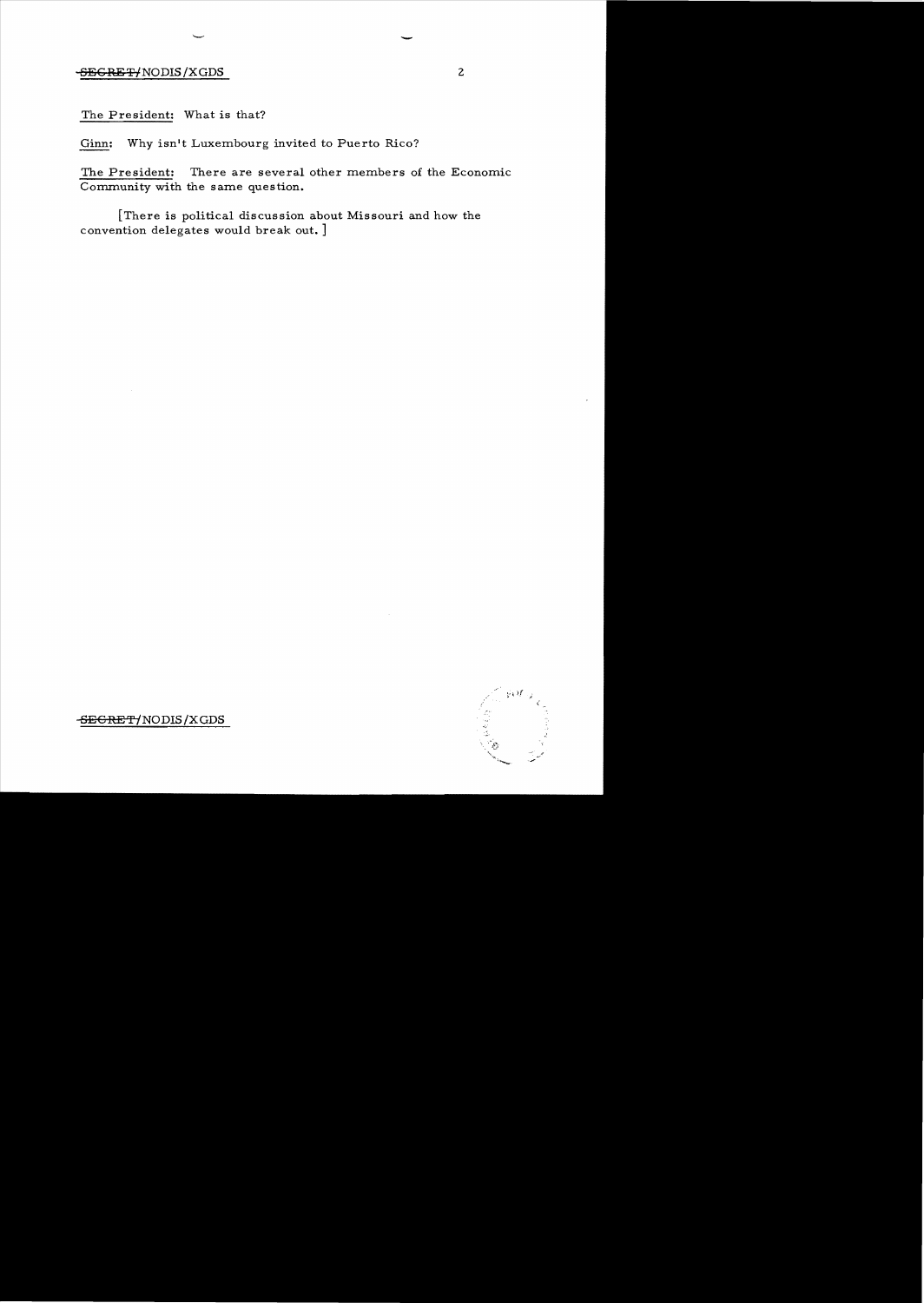The President: What is that?

Ginn: Why isn't Luxembourg invited to Puerto Rico?

The President: There are several other members of the Economic Community with the same question.

[There is political discussion about Missouri and how the convention delegates would break out.]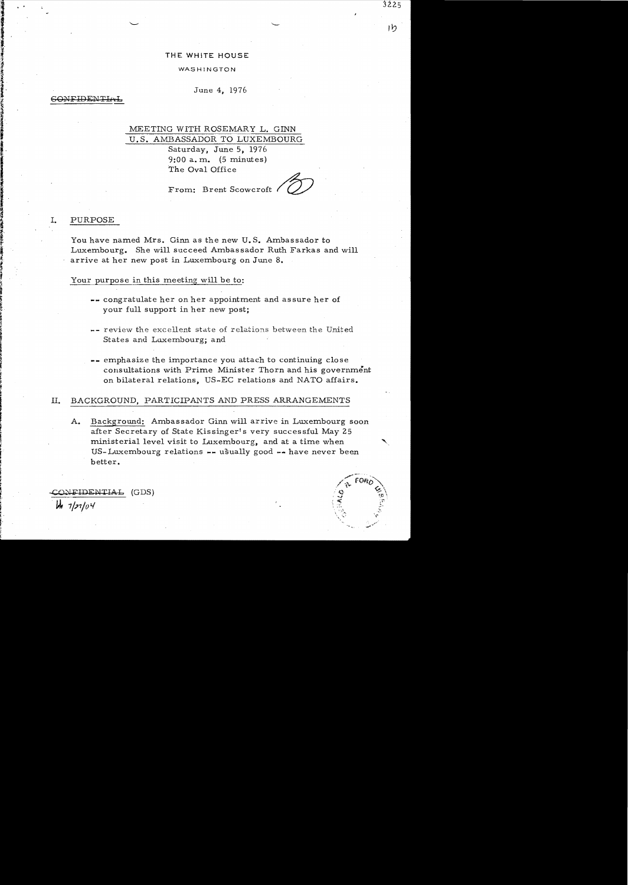THE WHITE HOUSE

WASHINGTON

June 4, 1976

~~CONFIDENTIAL~~

MEETING WITH ROSEMARY L. GINN
U.S. AMBASSADOR TO LUXEMBOURG

Saturday, June 5, 1976
9:00 a.m. (5 minutes)
The Oval Office

From: Brent Scowcroft

## I. PURPOSE

You have named Mrs. Ginn as the new U.S. Ambassador to Luxembourg. She will succeed Ambassador Ruth Farkas and will arrive at her new post in Luxembourg on June 8.

Your purpose in this meeting will be to:

- -- congratulate her on her appointment and assure her of your full support in her new post;
- -- review the excellent state of relations between the United States and Luxembourg; and
- -- emphasize the importance you attach to continuing close consultations with Prime Minister Thorn and his government on bilateral relations, US-EC relations and NATO affairs.

## II. BACKGROUND, PARTICIPANTS AND PRESS ARRANGEMENTS

A. Background: Ambassador Ginn will arrive in Luxembourg soon after Secretary of State Kissinger's very successful May 25 ministerial level visit to Luxembourg, and at a time when US-Luxembourg relations -- usually good -- have never been better.

~~CONFIDENTIAL~~ (GDS)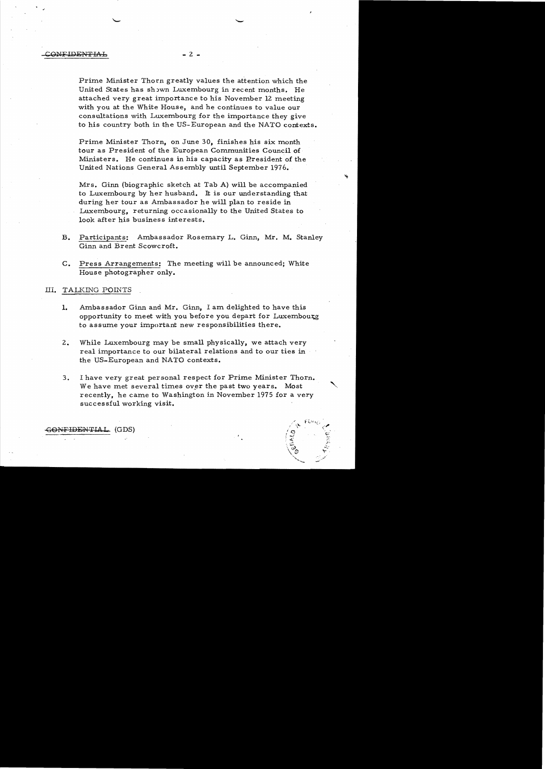CONFIDENTIAL

Prime Minister Thorn greatly values the attention which the United States has shown Luxembourg in recent months. He attached very great importance to his November 12 meeting with you at the White House, and he continues to value our consultations with Luxembourg for the importance they give to his country both in the US-European and the NATO contexts.

Prime Minister Thorn, on June 30, finishes his six month tour as President of the European Communities Council of Ministers. He continues in his capacity as President of the United Nations General Assembly until September 1976.

Mrs. Ginn (biographic sketch at Tab A) will be accompanied to Luxembourg by her husband. It is our understanding that during her tour as Ambassador he will plan to reside in Luxembourg, returning occasionally to the United States to look after his business interests.

B. Participants: Ambassador Rosemary L. Ginn, Mr. M. Stanley Ginn and Brent Scowcroft.

C. Press Arrangements: The meeting will be announced; White House photographer only.

## III. TALKING POINTS

1. Ambassador Ginn and Mr. Ginn, I am delighted to have this opportunity to meet with you before you depart for Luxembourg to assume your important new responsibilities there.

2. While Luxembourg may be small physically, we attach very real importance to our bilateral relations and to our ties in the US-European and NATO contexts.

3. I have very great personal respect for Prime Minister Thorn. We have met several times over the past two years. Most recently, he came to Washington in November 1975 for a very successful working visit.

CONFIDENTIAL (GDS)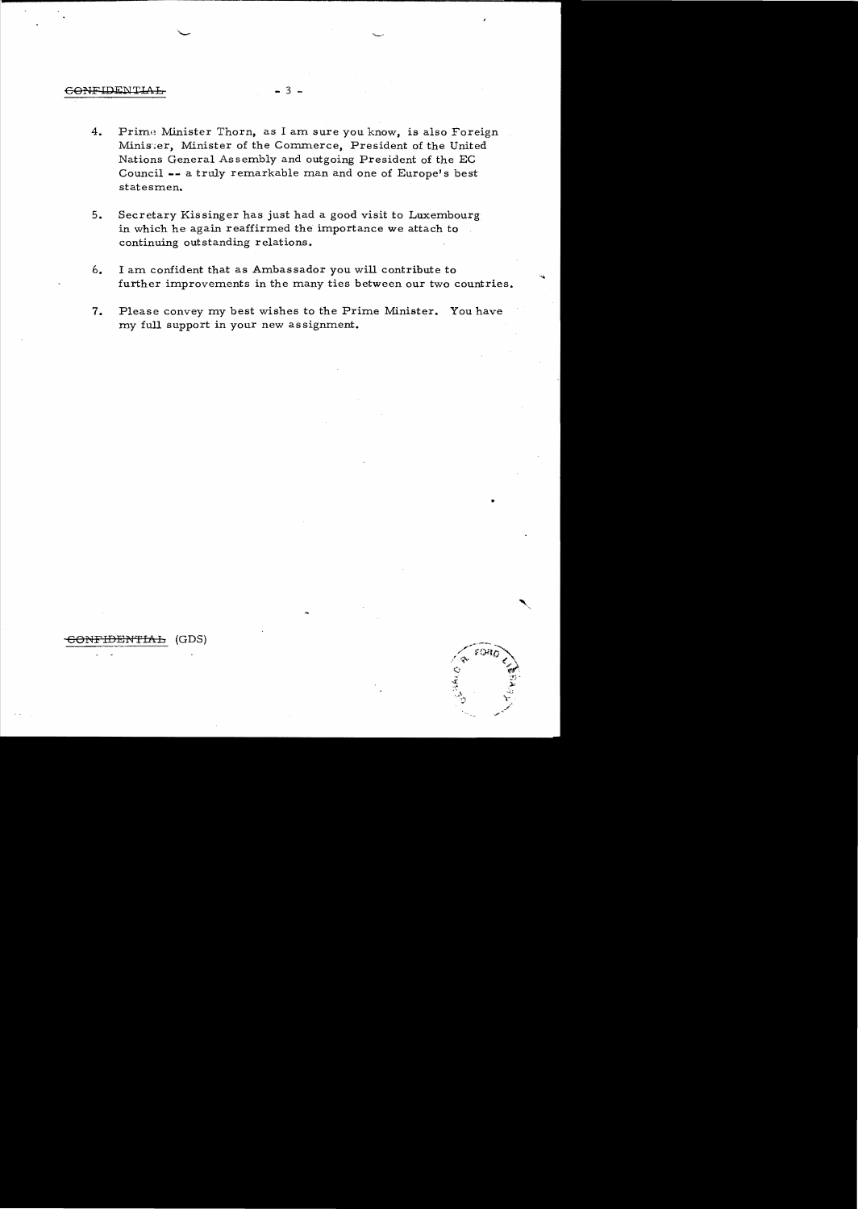~~CONFIDENTIAL~~

4. Prime Minister Thorn, as I am sure you know, is also Foreign Minister, Minister of the Commerce, President of the United Nations General Assembly and outgoing President of the EC Council -- a truly remarkable man and one of Europe's best statesmen.

5. Secretary Kissinger has just had a good visit to Luxembourg in which he again reaffirmed the importance we attach to continuing outstanding relations.

6. I am confident that as Ambassador you will contribute to further improvements in the many ties between our two countries.

7. Please convey my best wishes to the Prime Minister. You have my full support in your new assignment.

~~CONFIDENTIAL~~ (GDS)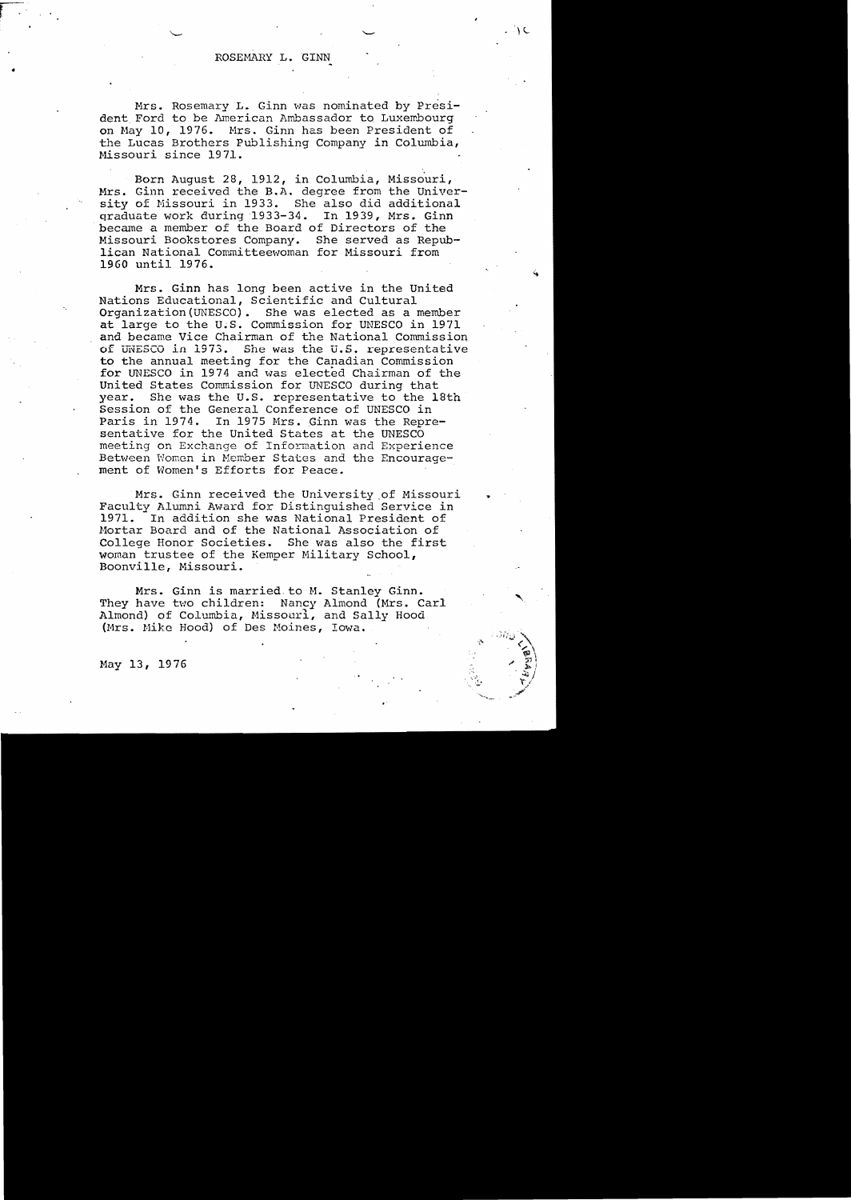# ROSEMARY L. GINN

Mrs. Rosemary L. Ginn was nominated by President Ford to be American Ambassador to Luxembourg on May 10, 1976. Mrs. Ginn has been President of the Lucas Brothers Publishing Company in Columbia, Missouri since 1971.

Born August 28, 1912, in Columbia, Missouri, Mrs. Ginn received the B.A. degree from the University of Missouri in 1933. She also did additional graduate work during 1933-34. In 1939, Mrs. Ginn became a member of the Board of Directors of the Missouri Bookstores Company. She served as Republican National Committeewoman for Missouri from 1960 until 1976.

Mrs. Ginn has long been active in the United Nations Educational, Scientific and Cultural Organization (UNESCO). She was elected as a member at large to the U.S. Commission for UNESCO in 1971 and became Vice Chairman of the National Commission of UNESCO in 1973. She was the U.S. representative to the annual meeting for the Canadian Commission for UNESCO in 1974 and was elected Chairman of the United States Commission for UNESCO during that year. She was the U.S. representative to the 18th Session of the General Conference of UNESCO in Paris in 1974. In 1975 Mrs. Ginn was the Representative for the United States at the UNESCO meeting on Exchange of Information and Experience Between Women in Member States and the Encouragement of Women's Efforts for Peace.

Mrs. Ginn received the University of Missouri Faculty Alumni Award for Distinguished Service in 1971. In addition she was National President of Mortar Board and of the National Association of College Honor Societies. She was also the first woman trustee of the Kemper Military School, Boonville, Missouri.

Mrs. Ginn is married to M. Stanley Ginn. They have two children: Nancy Almond (Mrs. Carl Almond) of Columbia, Missouri, and Sally Hood (Mrs. Mike Hood) of Des Moines, Iowa.

May 13, 1976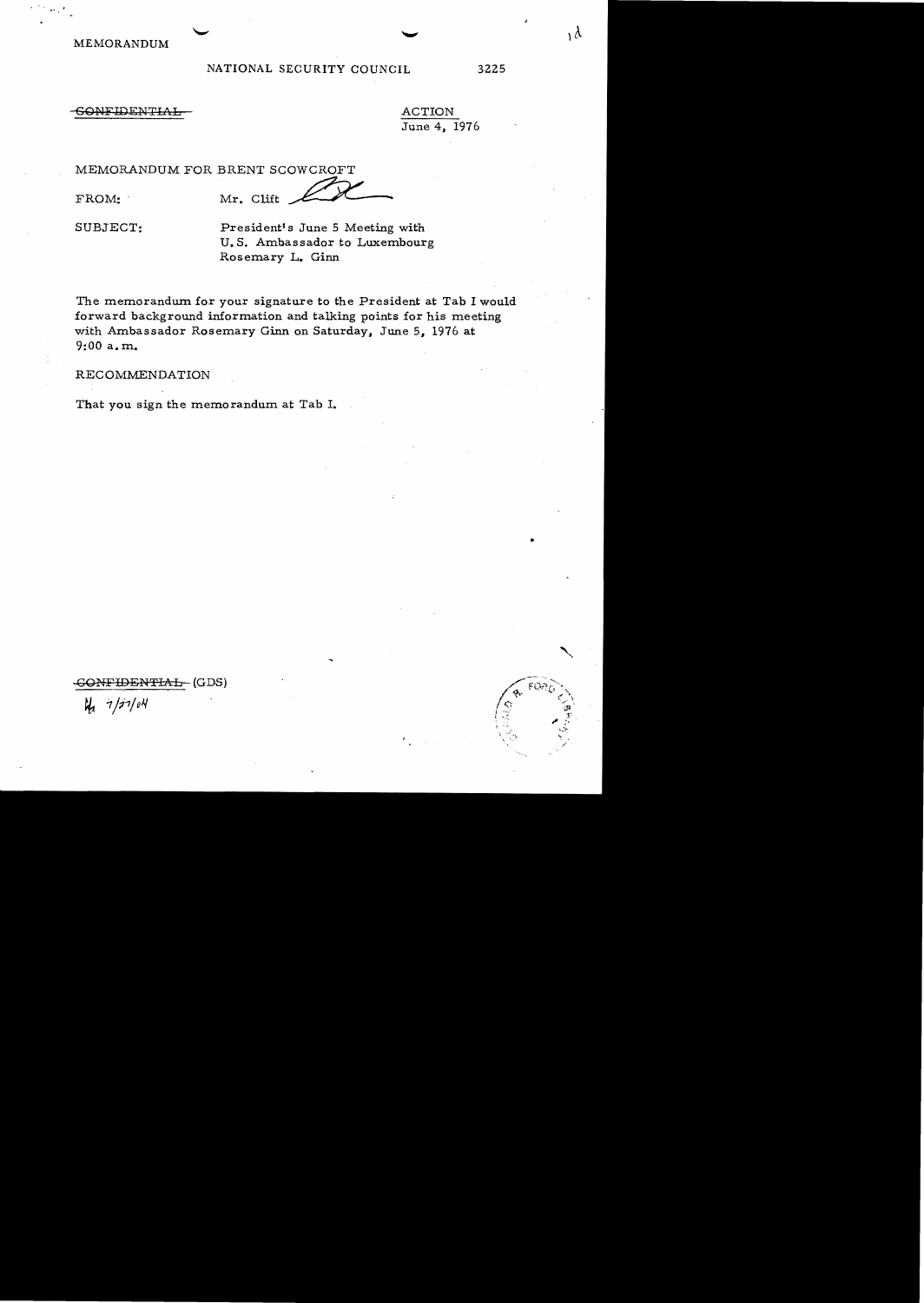MEMORANDUM

NATIONAL SECURITY COUNCIL 3225

~~CONFIDENTIAL~~

ACTION
June 4, 1976

MEMORANDUM FOR BRENT SCOWCROFT

FROM: Mr. Clift

SUBJECT: President's June 5 Meeting with U.S. Ambassador to Luxembourg Rosemary L. Ginn

The memorandum for your signature to the President at Tab I would forward background information and talking points for his meeting with Ambassador Rosemary Ginn on Saturday, June 5, 1976 at 9:00 a.m.

RECOMMENDATION

That you sign the memorandum at Tab I.

~~CONFIDENTIAL~~ (GDS)

7/27/04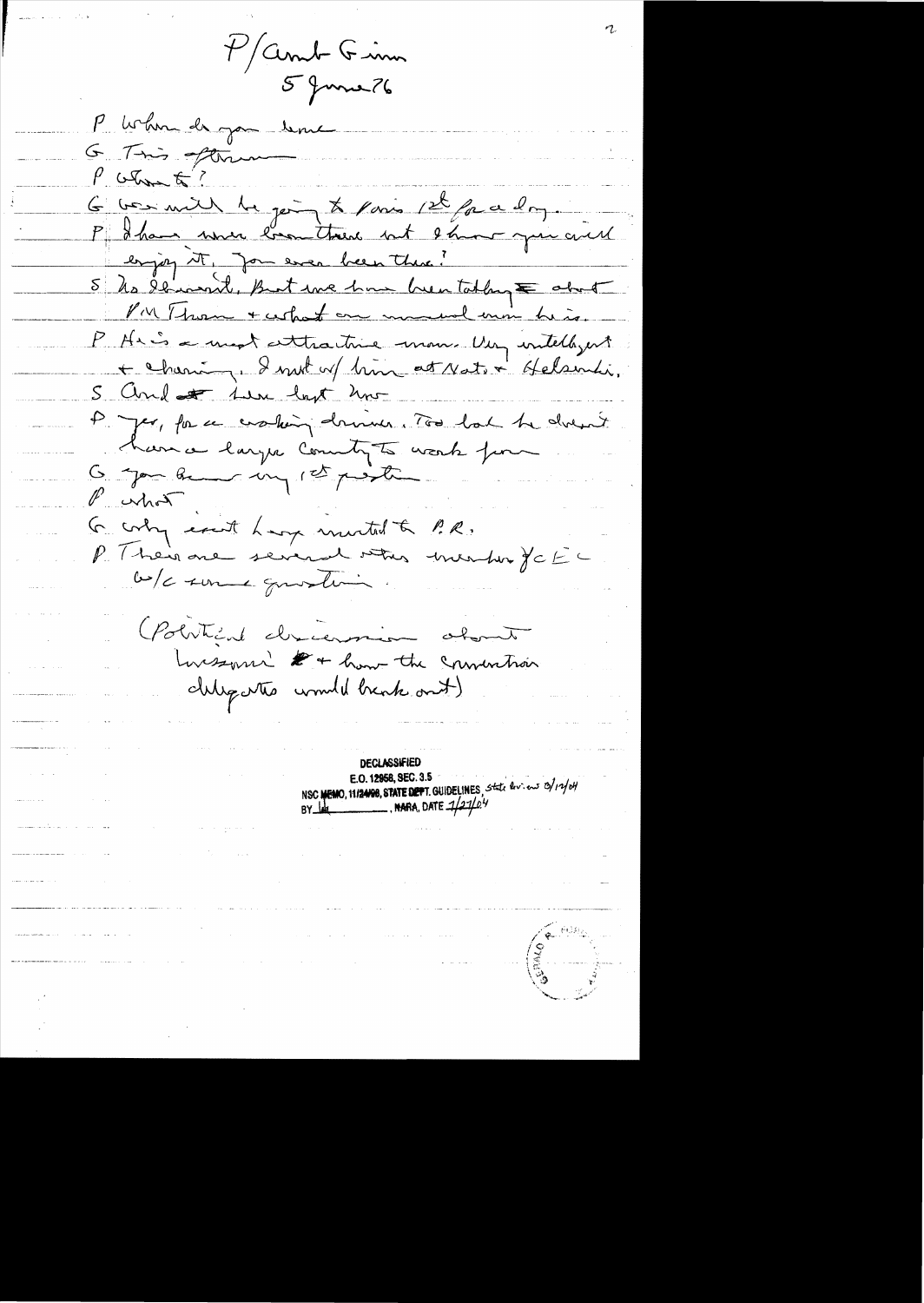P/Amb Gimm
5 June 76

P When do you leave
G This afternoon
P Where to?
G We will be going to Paris 12th for a day.
P I have never been there but I know you will enjoy it. You ever been there?
S No I haven't. But we have been talking about PM Thorn & what an unusual man he is.
P He is a most attractive man. Very intelligent & charming. I met w/ him at Nato & Helsinki.
S And he lost him
P Yes, for a working dinner. Too bad he doesn't have a larger country to work for
G You know my 1st posting
P what
G Why didn't keep invited to P.R.
P There are several other members of CEC w/c raise question.

(Political discussion about Missouri & how the convention delegates would break out)

DECLASSIFIED
E.O. 12958, SEC. 3.5
NSC MEMO, 11/24/98, STATE DEPT. GUIDELINES, State Review 3/12/04
BY [illegible] NARA, DATE 7/27/04